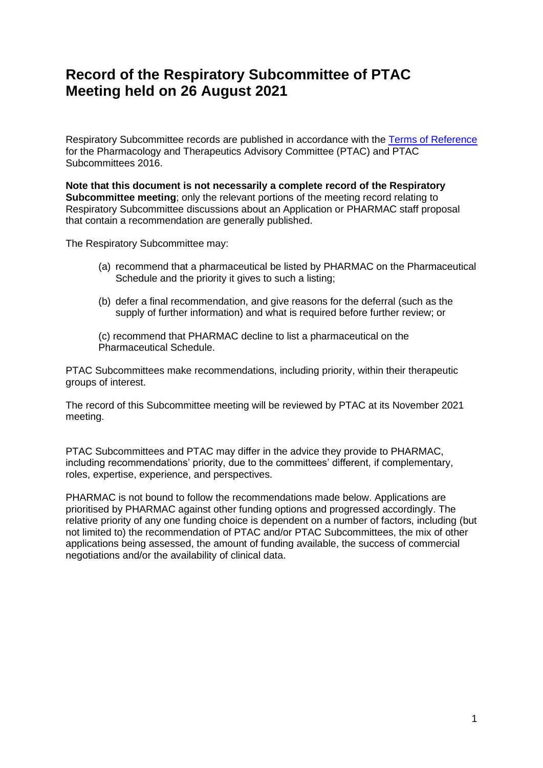# Record of the Respiratory Subcommittee of PTAC Meeting held on 26 August 2021

Respiratory Subcommittee records are published in accordance with the [Terms of Reference] for the Pharmacology and Therapeutics Advisory Committee (PTAC) and PTAC Subcommittees 2016.

**Note that this document is not necessarily a complete record of the Respiratory Subcommittee meeting**; only the relevant portions of the meeting record relating to Respiratory Subcommittee discussions about an Application or PHARMAC staff proposal that contain a recommendation are generally published.

The Respiratory Subcommittee may:

(a) recommend that a pharmaceutical be listed by PHARMAC on the Pharmaceutical Schedule and the priority it gives to such a listing;

(b) defer a final recommendation, and give reasons for the deferral (such as the supply of further information) and what is required before further review; or

(c) recommend that PHARMAC decline to list a pharmaceutical on the Pharmaceutical Schedule.

PTAC Subcommittees make recommendations, including priority, within their therapeutic groups of interest.

The record of this Subcommittee meeting will be reviewed by PTAC at its November 2021 meeting.

PTAC Subcommittees and PTAC may differ in the advice they provide to PHARMAC, including recommendations' priority, due to the committees' different, if complementary, roles, expertise, experience, and perspectives.

PHARMAC is not bound to follow the recommendations made below. Applications are prioritised by PHARMAC against other funding options and progressed accordingly. The relative priority of any one funding choice is dependent on a number of factors, including (but not limited to) the recommendation of PTAC and/or PTAC Subcommittees, the mix of other applications being assessed, the amount of funding available, the success of commercial negotiations and/or the availability of clinical data.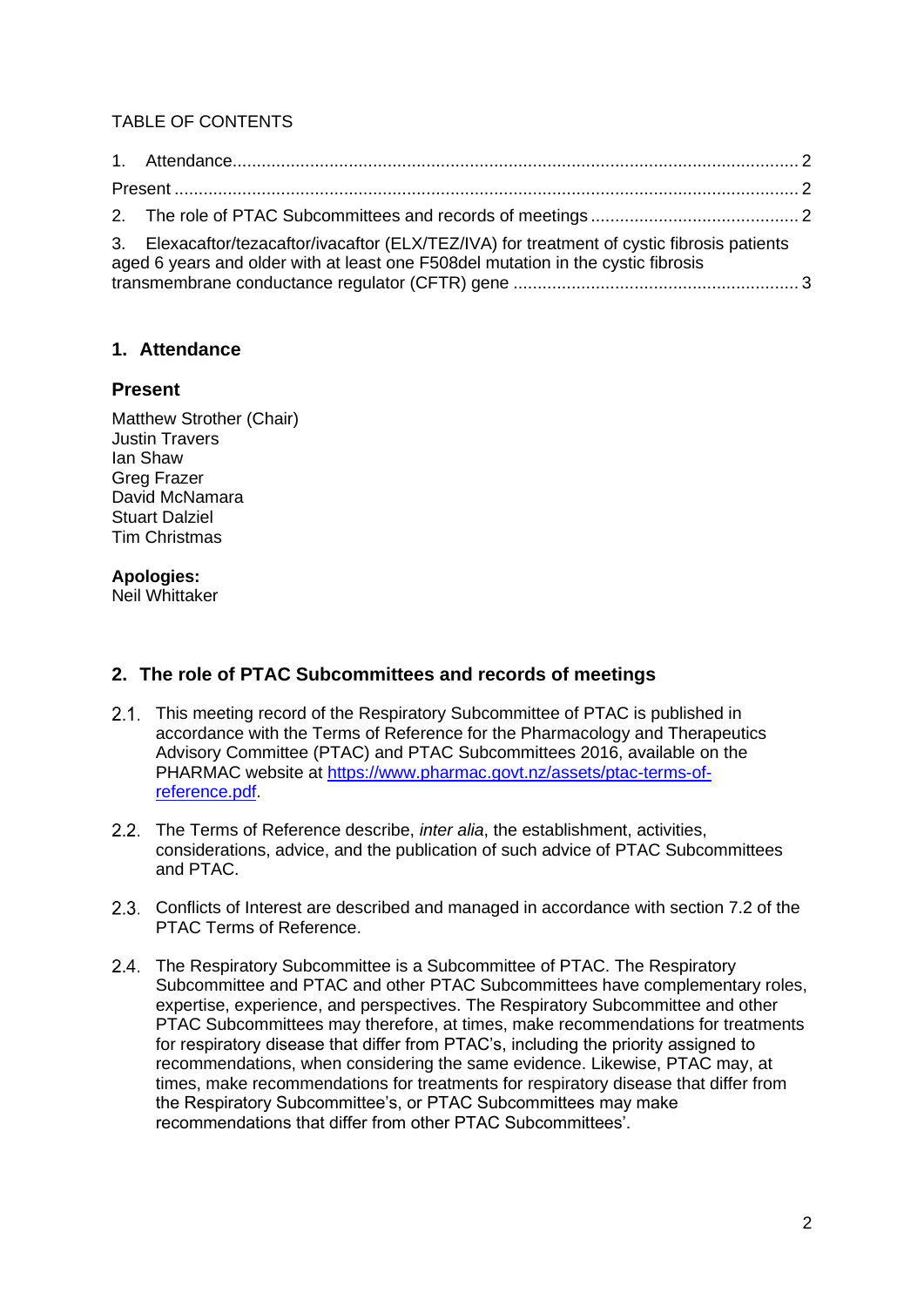TABLE OF CONTENTS

1. Attendance ..... 2
Present ..... 2
2. The role of PTAC Subcommittees and records of meetings ..... 2
3. Elexacaftor/tezacaftor/ivacaftor (ELX/TEZ/IVA) for treatment of cystic fibrosis patients aged 6 years and older with at least one F508del mutation in the cystic fibrosis transmembrane conductance regulator (CFTR) gene ..... 3

## 1. Attendance

### Present

Matthew Strother (Chair)
Justin Travers
Ian Shaw
Greg Frazer
David McNamara
Stuart Dalziel
Tim Christmas

**Apologies:**
Neil Whittaker

## 2. The role of PTAC Subcommittees and records of meetings

2.1. This meeting record of the Respiratory Subcommittee of PTAC is published in accordance with the Terms of Reference for the Pharmacology and Therapeutics Advisory Committee (PTAC) and PTAC Subcommittees 2016, available on the PHARMAC website at [https://www.pharmac.govt.nz/assets/ptac-terms-of-reference.pdf](https://www.pharmac.govt.nz/assets/ptac-terms-of-reference.pdf).

2.2. The Terms of Reference describe, *inter alia*, the establishment, activities, considerations, advice, and the publication of such advice of PTAC Subcommittees and PTAC.

2.3. Conflicts of Interest are described and managed in accordance with section 7.2 of the PTAC Terms of Reference.

2.4. The Respiratory Subcommittee is a Subcommittee of PTAC. The Respiratory Subcommittee and PTAC and other PTAC Subcommittees have complementary roles, expertise, experience, and perspectives. The Respiratory Subcommittee and other PTAC Subcommittees may therefore, at times, make recommendations for treatments for respiratory disease that differ from PTAC's, including the priority assigned to recommendations, when considering the same evidence. Likewise, PTAC may, at times, make recommendations for treatments for respiratory disease that differ from the Respiratory Subcommittee's, or PTAC Subcommittees may make recommendations that differ from other PTAC Subcommittees'.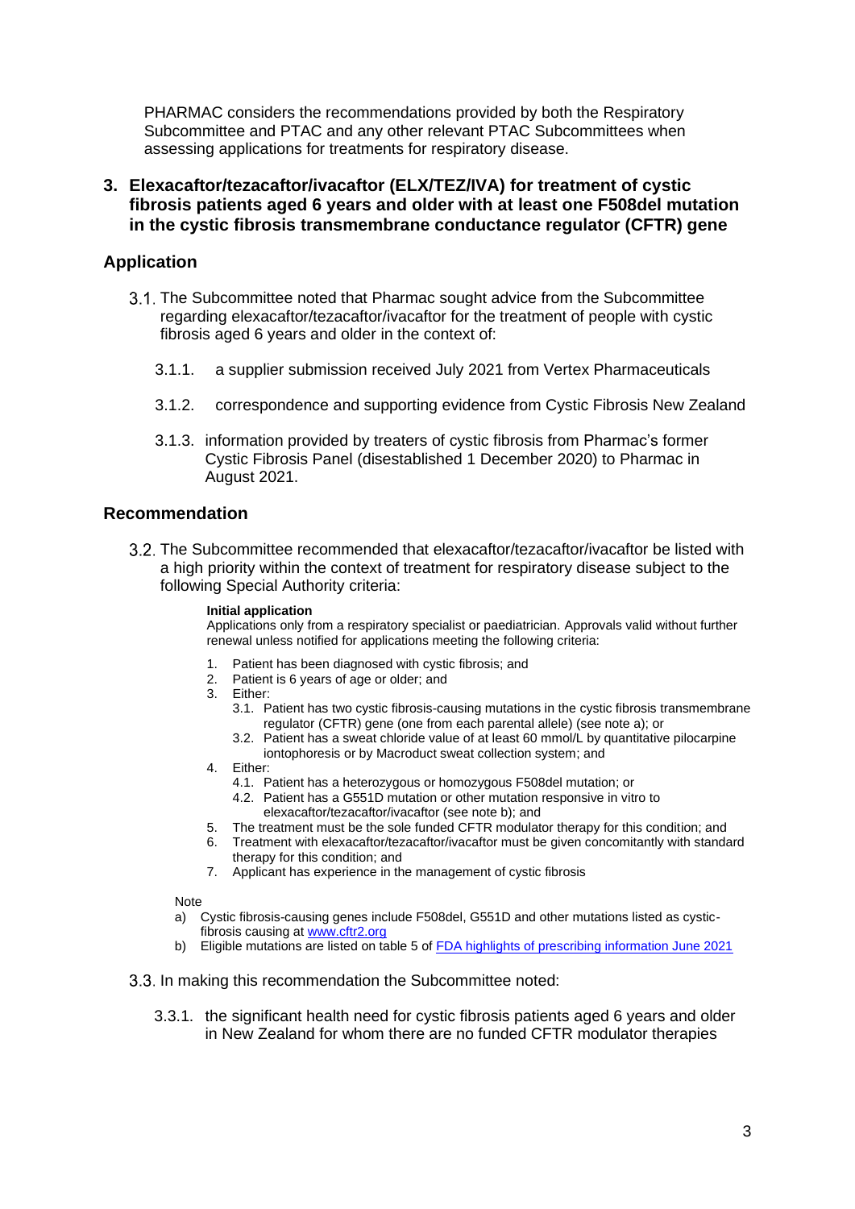PHARMAC considers the recommendations provided by both the Respiratory Subcommittee and PTAC and any other relevant PTAC Subcommittees when assessing applications for treatments for respiratory disease.

## 3. Elexacaftor/tezacaftor/ivacaftor (ELX/TEZ/IVA) for treatment of cystic fibrosis patients aged 6 years and older with at least one F508del mutation in the cystic fibrosis transmembrane conductance regulator (CFTR) gene

### Application

3.1. The Subcommittee noted that Pharmac sought advice from the Subcommittee regarding elexacaftor/tezacaftor/ivacaftor for the treatment of people with cystic fibrosis aged 6 years and older in the context of:

3.1.1. a supplier submission received July 2021 from Vertex Pharmaceuticals

3.1.2. correspondence and supporting evidence from Cystic Fibrosis New Zealand

3.1.3. information provided by treaters of cystic fibrosis from Pharmac's former Cystic Fibrosis Panel (disestablished 1 December 2020) to Pharmac in August 2021.

### Recommendation

3.2. The Subcommittee recommended that elexacaftor/tezacaftor/ivacaftor be listed with a high priority within the context of treatment for respiratory disease subject to the following Special Authority criteria:

**Initial application**
Applications only from a respiratory specialist or paediatrician. Approvals valid without further renewal unless notified for applications meeting the following criteria:

1. Patient has been diagnosed with cystic fibrosis; and
2. Patient is 6 years of age or older; and
3. Either:
   3.1. Patient has two cystic fibrosis-causing mutations in the cystic fibrosis transmembrane regulator (CFTR) gene (one from each parental allele) (see note a); or
   3.2. Patient has a sweat chloride value of at least 60 mmol/L by quantitative pilocarpine iontophoresis or by Macroduct sweat collection system; and
4. Either:
   4.1. Patient has a heterozygous or homozygous F508del mutation; or
   4.2. Patient has a G551D mutation or other mutation responsive in vitro to elexacaftor/tezacaftor/ivacaftor (see note b); and
5. The treatment must be the sole funded CFTR modulator therapy for this condition; and
6. Treatment with elexacaftor/tezacaftor/ivacaftor must be given concomitantly with standard therapy for this condition; and
7. Applicant has experience in the management of cystic fibrosis

Note

a) Cystic fibrosis-causing genes include F508del, G551D and other mutations listed as cystic-fibrosis causing at www.cftr2.org
b) Eligible mutations are listed on table 5 of FDA highlights of prescribing information June 2021

3.3. In making this recommendation the Subcommittee noted:

3.3.1. the significant health need for cystic fibrosis patients aged 6 years and older in New Zealand for whom there are no funded CFTR modulator therapies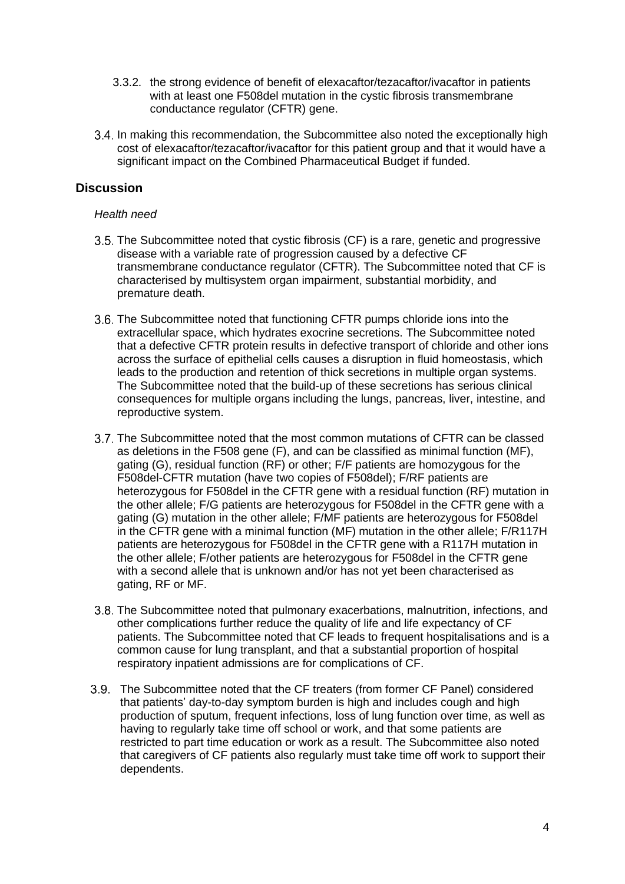3.3.2. the strong evidence of benefit of elexacaftor/tezacaftor/ivacaftor in patients with at least one F508del mutation in the cystic fibrosis transmembrane conductance regulator (CFTR) gene.

3.4. In making this recommendation, the Subcommittee also noted the exceptionally high cost of elexacaftor/tezacaftor/ivacaftor for this patient group and that it would have a significant impact on the Combined Pharmaceutical Budget if funded.

## Discussion

*Health need*

3.5. The Subcommittee noted that cystic fibrosis (CF) is a rare, genetic and progressive disease with a variable rate of progression caused by a defective CF transmembrane conductance regulator (CFTR). The Subcommittee noted that CF is characterised by multisystem organ impairment, substantial morbidity, and premature death.

3.6. The Subcommittee noted that functioning CFTR pumps chloride ions into the extracellular space, which hydrates exocrine secretions. The Subcommittee noted that a defective CFTR protein results in defective transport of chloride and other ions across the surface of epithelial cells causes a disruption in fluid homeostasis, which leads to the production and retention of thick secretions in multiple organ systems. The Subcommittee noted that the build-up of these secretions has serious clinical consequences for multiple organs including the lungs, pancreas, liver, intestine, and reproductive system.

3.7. The Subcommittee noted that the most common mutations of CFTR can be classed as deletions in the F508 gene (F), and can be classified as minimal function (MF), gating (G), residual function (RF) or other; F/F patients are homozygous for the F508del-CFTR mutation (have two copies of F508del); F/RF patients are heterozygous for F508del in the CFTR gene with a residual function (RF) mutation in the other allele; F/G patients are heterozygous for F508del in the CFTR gene with a gating (G) mutation in the other allele; F/MF patients are heterozygous for F508del in the CFTR gene with a minimal function (MF) mutation in the other allele; F/R117H patients are heterozygous for F508del in the CFTR gene with a R117H mutation in the other allele; F/other patients are heterozygous for F508del in the CFTR gene with a second allele that is unknown and/or has not yet been characterised as gating, RF or MF.

3.8. The Subcommittee noted that pulmonary exacerbations, malnutrition, infections, and other complications further reduce the quality of life and life expectancy of CF patients. The Subcommittee noted that CF leads to frequent hospitalisations and is a common cause for lung transplant, and that a substantial proportion of hospital respiratory inpatient admissions are for complications of CF.

3.9. The Subcommittee noted that the CF treaters (from former CF Panel) considered that patients' day-to-day symptom burden is high and includes cough and high production of sputum, frequent infections, loss of lung function over time, as well as having to regularly take time off school or work, and that some patients are restricted to part time education or work as a result. The Subcommittee also noted that caregivers of CF patients also regularly must take time off work to support their dependents.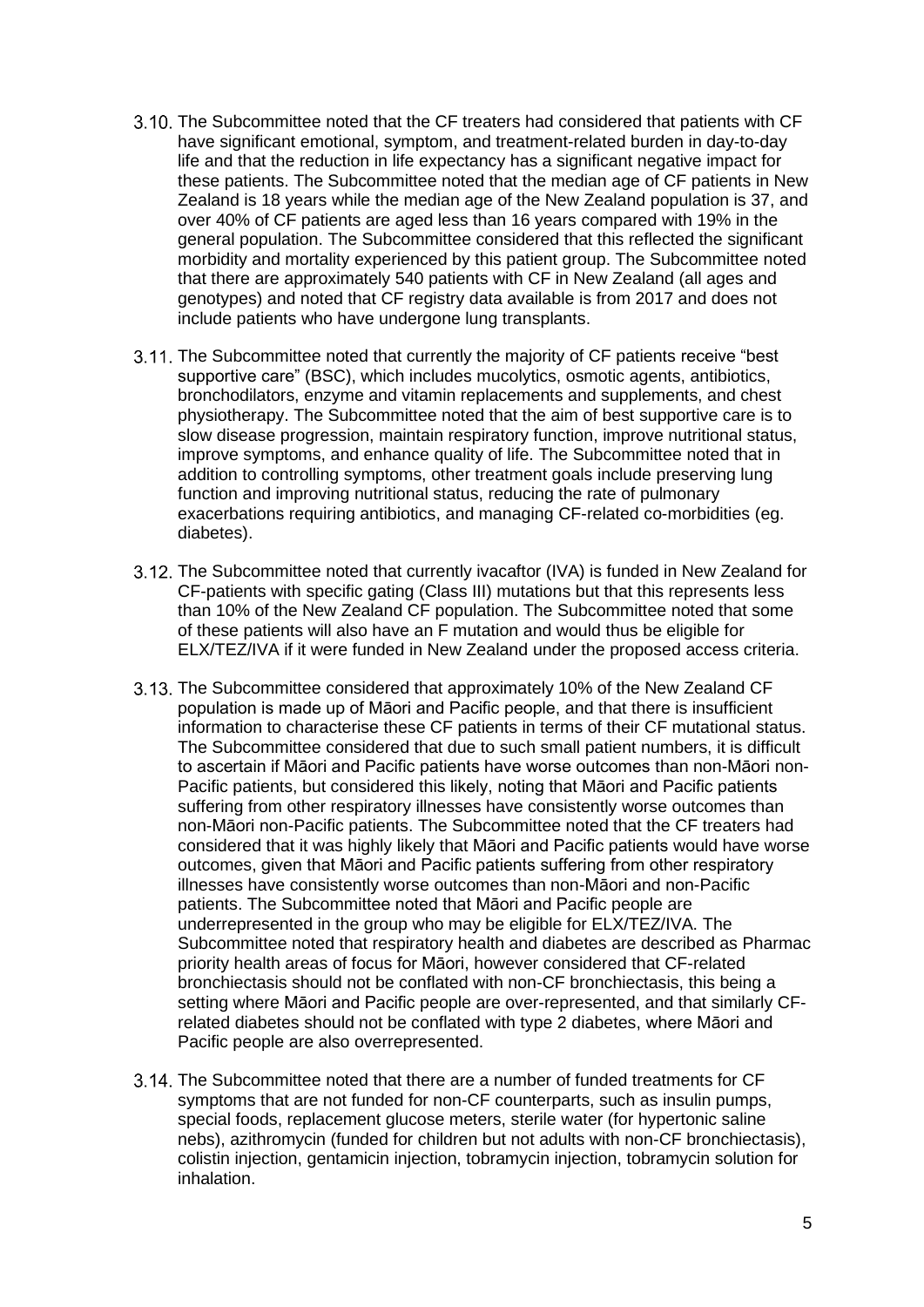3.10. The Subcommittee noted that the CF treaters had considered that patients with CF have significant emotional, symptom, and treatment-related burden in day-to-day life and that the reduction in life expectancy has a significant negative impact for these patients. The Subcommittee noted that the median age of CF patients in New Zealand is 18 years while the median age of the New Zealand population is 37, and over 40% of CF patients are aged less than 16 years compared with 19% in the general population. The Subcommittee considered that this reflected the significant morbidity and mortality experienced by this patient group. The Subcommittee noted that there are approximately 540 patients with CF in New Zealand (all ages and genotypes) and noted that CF registry data available is from 2017 and does not include patients who have undergone lung transplants.

3.11. The Subcommittee noted that currently the majority of CF patients receive "best supportive care" (BSC), which includes mucolytics, osmotic agents, antibiotics, bronchodilators, enzyme and vitamin replacements and supplements, and chest physiotherapy. The Subcommittee noted that the aim of best supportive care is to slow disease progression, maintain respiratory function, improve nutritional status, improve symptoms, and enhance quality of life. The Subcommittee noted that in addition to controlling symptoms, other treatment goals include preserving lung function and improving nutritional status, reducing the rate of pulmonary exacerbations requiring antibiotics, and managing CF-related co-morbidities (eg. diabetes).

3.12. The Subcommittee noted that currently ivacaftor (IVA) is funded in New Zealand for CF-patients with specific gating (Class III) mutations but that this represents less than 10% of the New Zealand CF population. The Subcommittee noted that some of these patients will also have an F mutation and would thus be eligible for ELX/TEZ/IVA if it were funded in New Zealand under the proposed access criteria.

3.13. The Subcommittee considered that approximately 10% of the New Zealand CF population is made up of Māori and Pacific people, and that there is insufficient information to characterise these CF patients in terms of their CF mutational status. The Subcommittee considered that due to such small patient numbers, it is difficult to ascertain if Māori and Pacific patients have worse outcomes than non-Māori non-Pacific patients, but considered this likely, noting that Māori and Pacific patients suffering from other respiratory illnesses have consistently worse outcomes than non-Māori non-Pacific patients. The Subcommittee noted that the CF treaters had considered that it was highly likely that Māori and Pacific patients would have worse outcomes, given that Māori and Pacific patients suffering from other respiratory illnesses have consistently worse outcomes than non-Māori and non-Pacific patients. The Subcommittee noted that Māori and Pacific people are underrepresented in the group who may be eligible for ELX/TEZ/IVA. The Subcommittee noted that respiratory health and diabetes are described as Pharmac priority health areas of focus for Māori, however considered that CF-related bronchiectasis should not be conflated with non-CF bronchiectasis, this being a setting where Māori and Pacific people are over-represented, and that similarly CF-related diabetes should not be conflated with type 2 diabetes, where Māori and Pacific people are also overrepresented.

3.14. The Subcommittee noted that there are a number of funded treatments for CF symptoms that are not funded for non-CF counterparts, such as insulin pumps, special foods, replacement glucose meters, sterile water (for hypertonic saline nebs), azithromycin (funded for children but not adults with non-CF bronchiectasis), colistin injection, gentamicin injection, tobramycin injection, tobramycin solution for inhalation.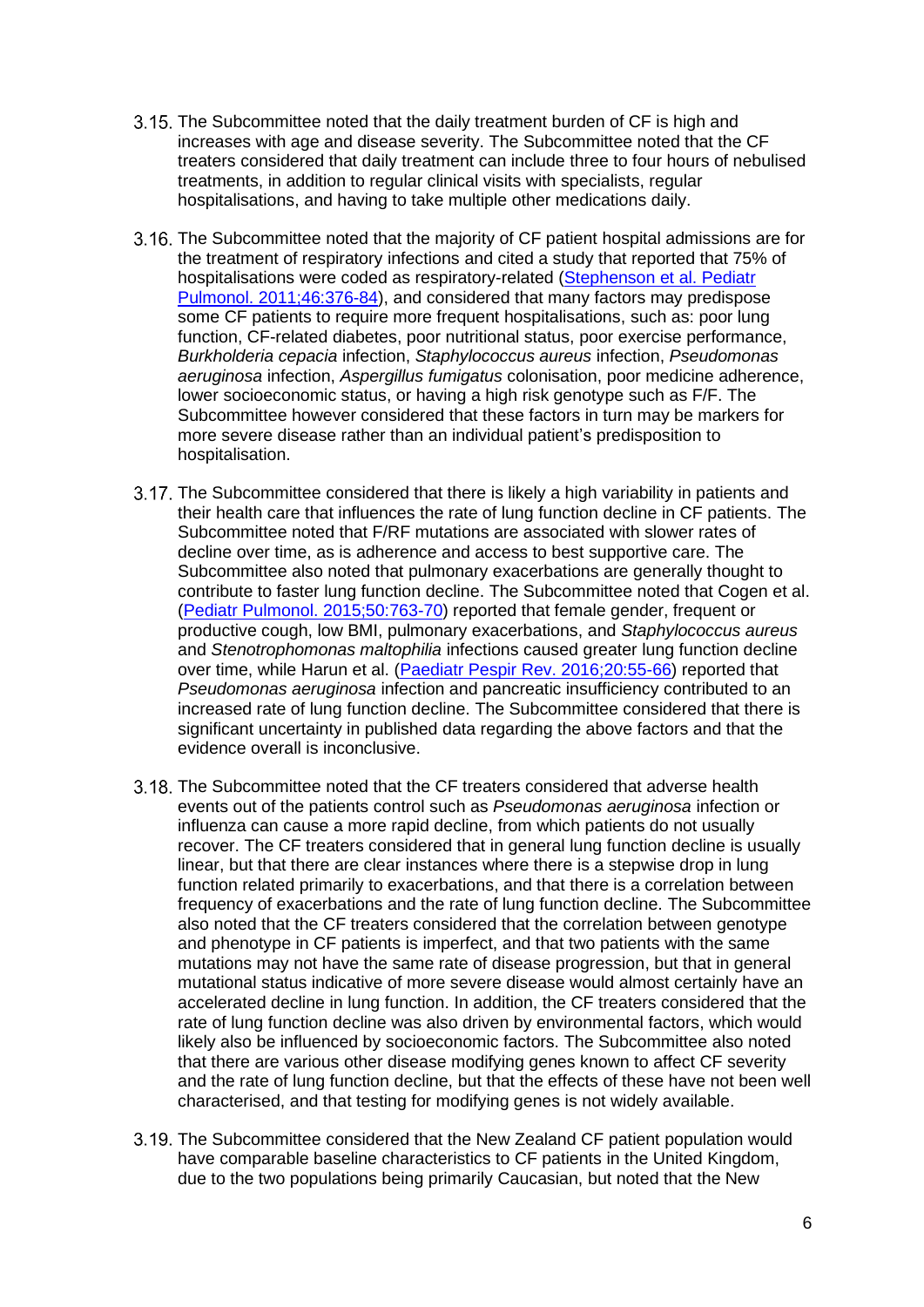3.15. The Subcommittee noted that the daily treatment burden of CF is high and increases with age and disease severity. The Subcommittee noted that the CF treaters considered that daily treatment can include three to four hours of nebulised treatments, in addition to regular clinical visits with specialists, regular hospitalisations, and having to take multiple other medications daily.

3.16. The Subcommittee noted that the majority of CF patient hospital admissions are for the treatment of respiratory infections and cited a study that reported that 75% of hospitalisations were coded as respiratory-related ([Stephenson et al. Pediatr Pulmonol. 2011;46:376-84]()), and considered that many factors may predispose some CF patients to require more frequent hospitalisations, such as: poor lung function, CF-related diabetes, poor nutritional status, poor exercise performance, *Burkholderia cepacia* infection, *Staphylococcus aureus* infection, *Pseudomonas aeruginosa* infection, *Aspergillus fumigatus* colonisation, poor medicine adherence, lower socioeconomic status, or having a high risk genotype such as F/F. The Subcommittee however considered that these factors in turn may be markers for more severe disease rather than an individual patient's predisposition to hospitalisation.

3.17. The Subcommittee considered that there is likely a high variability in patients and their health care that influences the rate of lung function decline in CF patients. The Subcommittee noted that F/RF mutations are associated with slower rates of decline over time, as is adherence and access to best supportive care. The Subcommittee also noted that pulmonary exacerbations are generally thought to contribute to faster lung function decline. The Subcommittee noted that Cogen et al. ([Pediatr Pulmonol. 2015;50:763-70]()) reported that female gender, frequent or productive cough, low BMI, pulmonary exacerbations, and *Staphylococcus aureus* and *Stenotrophomonas maltophilia* infections caused greater lung function decline over time, while Harun et al. ([Paediatr Pespir Rev. 2016;20:55-66]()) reported that *Pseudomonas aeruginosa* infection and pancreatic insufficiency contributed to an increased rate of lung function decline. The Subcommittee considered that there is significant uncertainty in published data regarding the above factors and that the evidence overall is inconclusive.

3.18. The Subcommittee noted that the CF treaters considered that adverse health events out of the patients control such as *Pseudomonas aeruginosa* infection or influenza can cause a more rapid decline, from which patients do not usually recover. The CF treaters considered that in general lung function decline is usually linear, but that there are clear instances where there is a stepwise drop in lung function related primarily to exacerbations, and that there is a correlation between frequency of exacerbations and the rate of lung function decline. The Subcommittee also noted that the CF treaters considered that the correlation between genotype and phenotype in CF patients is imperfect, and that two patients with the same mutations may not have the same rate of disease progression, but that in general mutational status indicative of more severe disease would almost certainly have an accelerated decline in lung function. In addition, the CF treaters considered that the rate of lung function decline was also driven by environmental factors, which would likely also be influenced by socioeconomic factors. The Subcommittee also noted that there are various other disease modifying genes known to affect CF severity and the rate of lung function decline, but that the effects of these have not been well characterised, and that testing for modifying genes is not widely available.

3.19. The Subcommittee considered that the New Zealand CF patient population would have comparable baseline characteristics to CF patients in the United Kingdom, due to the two populations being primarily Caucasian, but noted that the New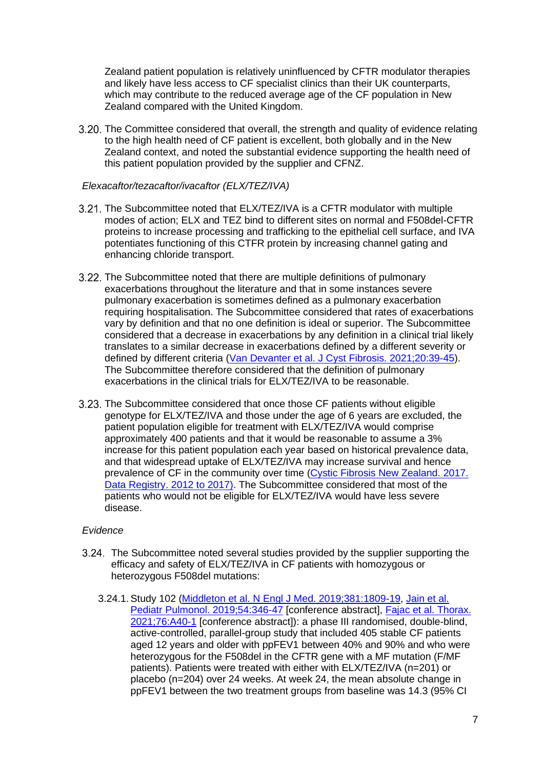Zealand patient population is relatively uninfluenced by CFTR modulator therapies and likely have less access to CF specialist clinics than their UK counterparts, which may contribute to the reduced average age of the CF population in New Zealand compared with the United Kingdom.

3.20. The Committee considered that overall, the strength and quality of evidence relating to the high health need of CF patient is excellent, both globally and in the New Zealand context, and noted the substantial evidence supporting the health need of this patient population provided by the supplier and CFNZ.

*Elexacaftor/tezacaftor/ivacaftor (ELX/TEZ/IVA)*

3.21. The Subcommittee noted that ELX/TEZ/IVA is a CFTR modulator with multiple modes of action; ELX and TEZ bind to different sites on normal and F508del-CFTR proteins to increase processing and trafficking to the epithelial cell surface, and IVA potentiates functioning of this CTFR protein by increasing channel gating and enhancing chloride transport.

3.22. The Subcommittee noted that there are multiple definitions of pulmonary exacerbations throughout the literature and that in some instances severe pulmonary exacerbation is sometimes defined as a pulmonary exacerbation requiring hospitalisation. The Subcommittee considered that rates of exacerbations vary by definition and that no one definition is ideal or superior. The Subcommittee considered that a decrease in exacerbations by any definition in a clinical trial likely translates to a similar decrease in exacerbations defined by a different severity or defined by different criteria (Van Devanter et al. J Cyst Fibrosis. 2021;20:39-45). The Subcommittee therefore considered that the definition of pulmonary exacerbations in the clinical trials for ELX/TEZ/IVA to be reasonable.

3.23. The Subcommittee considered that once those CF patients without eligible genotype for ELX/TEZ/IVA and those under the age of 6 years are excluded, the patient population eligible for treatment with ELX/TEZ/IVA would comprise approximately 400 patients and that it would be reasonable to assume a 3% increase for this patient population each year based on historical prevalence data, and that widespread uptake of ELX/TEZ/IVA may increase survival and hence prevalence of CF in the community over time (Cystic Fibrosis New Zealand. 2017. Data Registry. 2012 to 2017). The Subcommittee considered that most of the patients who would not be eligible for ELX/TEZ/IVA would have less severe disease.

*Evidence*

3.24. The Subcommittee noted several studies provided by the supplier supporting the efficacy and safety of ELX/TEZ/IVA in CF patients with homozygous or heterozygous F508del mutations:

3.24.1. Study 102 (Middleton et al. N Engl J Med. 2019;381:1809-19, Jain et al. Pediatr Pulmonol. 2019;54:346-47 [conference abstract], Fajac et al. Thorax. 2021;76:A40-1 [conference abstract]): a phase III randomised, double-blind, active-controlled, parallel-group study that included 405 stable CF patients aged 12 years and older with ppFEV1 between 40% and 90% and who were heterozygous for the F508del in the CFTR gene with a MF mutation (F/MF patients). Patients were treated with either with ELX/TEZ/IVA (n=201) or placebo (n=204) over 24 weeks. At week 24, the mean absolute change in ppFEV1 between the two treatment groups from baseline was 14.3 (95% CI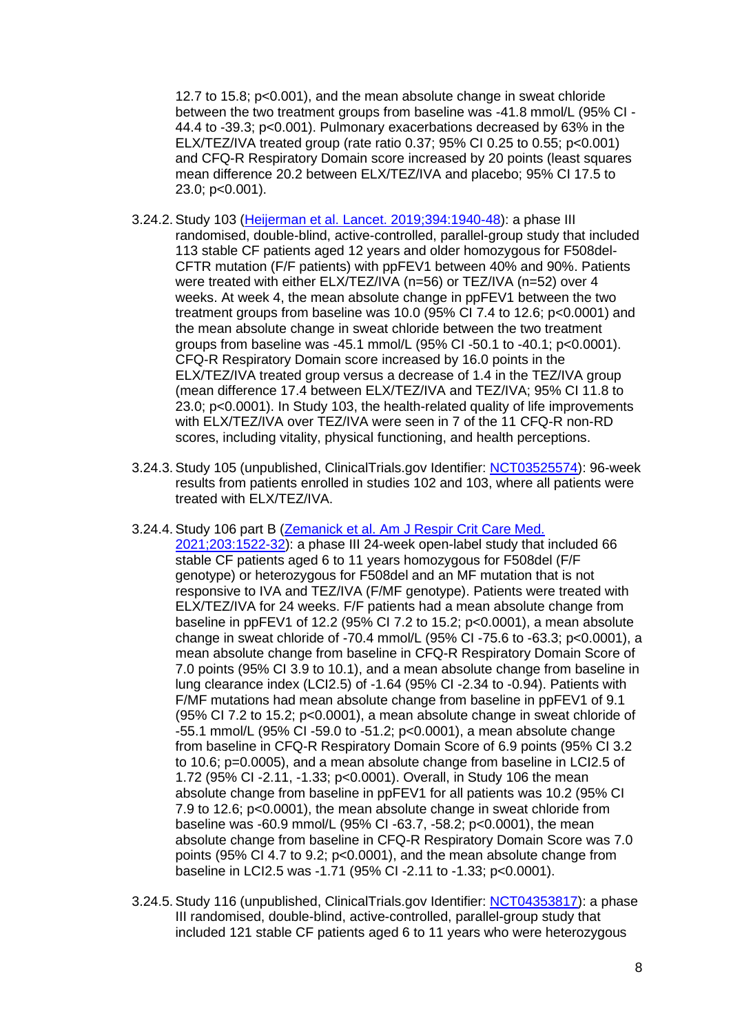12.7 to 15.8; p<0.001), and the mean absolute change in sweat chloride between the two treatment groups from baseline was -41.8 mmol/L (95% CI -44.4 to -39.3; p<0.001). Pulmonary exacerbations decreased by 63% in the ELX/TEZ/IVA treated group (rate ratio 0.37; 95% CI 0.25 to 0.55; p<0.001) and CFQ-R Respiratory Domain score increased by 20 points (least squares mean difference 20.2 between ELX/TEZ/IVA and placebo; 95% CI 17.5 to 23.0; p<0.001).

3.24.2. Study 103 ([Heijerman et al. Lancet. 2019;394:1940-48](#)): a phase III randomised, double-blind, active-controlled, parallel-group study that included 113 stable CF patients aged 12 years and older homozygous for F508del-CFTR mutation (F/F patients) with ppFEV1 between 40% and 90%. Patients were treated with either ELX/TEZ/IVA (n=56) or TEZ/IVA (n=52) over 4 weeks. At week 4, the mean absolute change in ppFEV1 between the two treatment groups from baseline was 10.0 (95% CI 7.4 to 12.6; p<0.0001) and the mean absolute change in sweat chloride between the two treatment groups from baseline was -45.1 mmol/L (95% CI -50.1 to -40.1; p<0.0001). CFQ-R Respiratory Domain score increased by 16.0 points in the ELX/TEZ/IVA treated group versus a decrease of 1.4 in the TEZ/IVA group (mean difference 17.4 between ELX/TEZ/IVA and TEZ/IVA; 95% CI 11.8 to 23.0; p<0.0001). In Study 103, the health-related quality of life improvements with ELX/TEZ/IVA over TEZ/IVA were seen in 7 of the 11 CFQ-R non-RD scores, including vitality, physical functioning, and health perceptions.

3.24.3. Study 105 (unpublished, ClinicalTrials.gov Identifier: [NCT03525574](#)): 96-week results from patients enrolled in studies 102 and 103, where all patients were treated with ELX/TEZ/IVA.

3.24.4. Study 106 part B ([Zemanick et al. Am J Respir Crit Care Med. 2021;203:1522-32](#)): a phase III 24-week open-label study that included 66 stable CF patients aged 6 to 11 years homozygous for F508del (F/F genotype) or heterozygous for F508del and an MF mutation that is not responsive to IVA and TEZ/IVA (F/MF genotype). Patients were treated with ELX/TEZ/IVA for 24 weeks. F/F patients had a mean absolute change from baseline in ppFEV1 of 12.2 (95% CI 7.2 to 15.2; p<0.0001), a mean absolute change in sweat chloride of -70.4 mmol/L (95% CI -75.6 to -63.3; p<0.0001), a mean absolute change from baseline in CFQ-R Respiratory Domain Score of 7.0 points (95% CI 3.9 to 10.1), and a mean absolute change from baseline in lung clearance index (LCI2.5) of -1.64 (95% CI -2.34 to -0.94). Patients with F/MF mutations had mean absolute change from baseline in ppFEV1 of 9.1 (95% CI 7.2 to 15.2; p<0.0001), a mean absolute change in sweat chloride of -55.1 mmol/L (95% CI -59.0 to -51.2; p<0.0001), a mean absolute change from baseline in CFQ-R Respiratory Domain Score of 6.9 points (95% CI 3.2 to 10.6; p=0.0005), and a mean absolute change from baseline in LCI2.5 of 1.72 (95% CI -2.11, -1.33; p<0.0001). Overall, in Study 106 the mean absolute change from baseline in ppFEV1 for all patients was 10.2 (95% CI 7.9 to 12.6; p<0.0001), the mean absolute change in sweat chloride from baseline was -60.9 mmol/L (95% CI -63.7, -58.2; p<0.0001), the mean absolute change from baseline in CFQ-R Respiratory Domain Score was 7.0 points (95% CI 4.7 to 9.2; p<0.0001), and the mean absolute change from baseline in LCI2.5 was -1.71 (95% CI -2.11 to -1.33; p<0.0001).

3.24.5. Study 116 (unpublished, ClinicalTrials.gov Identifier: [NCT04353817](#)): a phase III randomised, double-blind, active-controlled, parallel-group study that included 121 stable CF patients aged 6 to 11 years who were heterozygous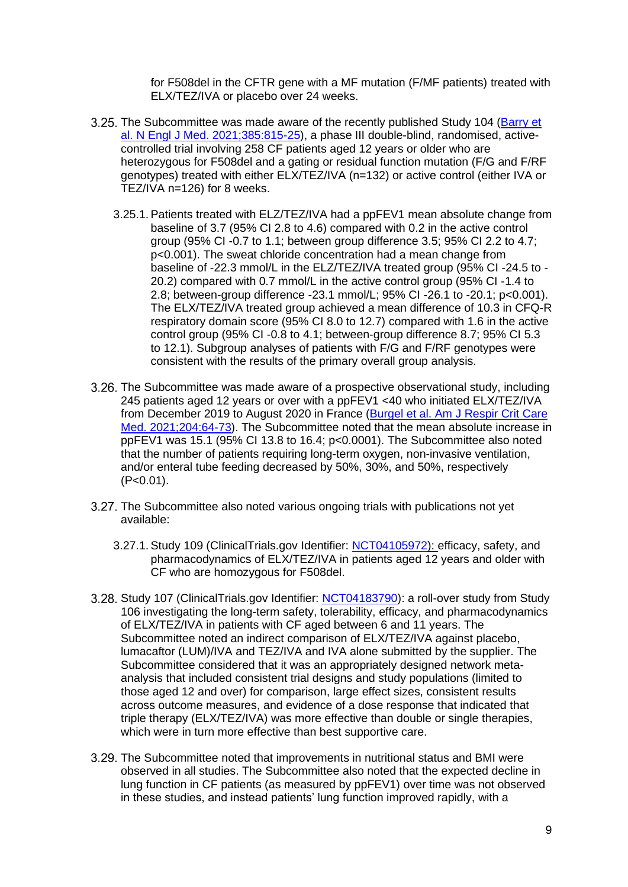for F508del in the CFTR gene with a MF mutation (F/MF patients) treated with ELX/TEZ/IVA or placebo over 24 weeks.

3.25. The Subcommittee was made aware of the recently published Study 104 ([Barry et al. N Engl J Med. 2021;385:815-25]()), a phase III double-blind, randomised, active-controlled trial involving 258 CF patients aged 12 years or older who are heterozygous for F508del and a gating or residual function mutation (F/G and F/RF genotypes) treated with either ELX/TEZ/IVA (n=132) or active control (either IVA or TEZ/IVA n=126) for 8 weeks.

3.25.1. Patients treated with ELZ/TEZ/IVA had a ppFEV1 mean absolute change from baseline of 3.7 (95% CI 2.8 to 4.6) compared with 0.2 in the active control group (95% CI -0.7 to 1.1; between group difference 3.5; 95% CI 2.2 to 4.7; $p<0.001$). The sweat chloride concentration had a mean change from baseline of -22.3 mmol/L in the ELZ/TEZ/IVA treated group (95% CI -24.5 to -20.2) compared with 0.7 mmol/L in the active control group (95% CI -1.4 to 2.8; between-group difference -23.1 mmol/L; 95% CI -26.1 to -20.1; $p<0.001$). The ELX/TEZ/IVA treated group achieved a mean difference of 10.3 in CFQ-R respiratory domain score (95% CI 8.0 to 12.7) compared with 1.6 in the active control group (95% CI -0.8 to 4.1; between-group difference 8.7; 95% CI 5.3 to 12.1). Subgroup analyses of patients with F/G and F/RF genotypes were consistent with the results of the primary overall group analysis.

3.26. The Subcommittee was made aware of a prospective observational study, including 245 patients aged 12 years or over with a ppFEV1 <40 who initiated ELX/TEZ/IVA from December 2019 to August 2020 in France ([Burgel et al. Am J Respir Crit Care Med. 2021;204:64-73]()). The Subcommittee noted that the mean absolute increase in ppFEV1 was 15.1 (95% CI 13.8 to 16.4; $p<0.0001$). The Subcommittee also noted that the number of patients requiring long-term oxygen, non-invasive ventilation, and/or enteral tube feeding decreased by 50%, 30%, and 50%, respectively ($P<0.01$).

3.27. The Subcommittee also noted various ongoing trials with publications not yet available:

3.27.1. Study 109 (ClinicalTrials.gov Identifier: [NCT04105972]()): efficacy, safety, and pharmacodynamics of ELX/TEZ/IVA in patients aged 12 years and older with CF who are homozygous for F508del.

3.28. Study 107 (ClinicalTrials.gov Identifier: [NCT04183790]()): a roll-over study from Study 106 investigating the long-term safety, tolerability, efficacy, and pharmacodynamics of ELX/TEZ/IVA in patients with CF aged between 6 and 11 years. The Subcommittee noted an indirect comparison of ELX/TEZ/IVA against placebo, lumacaftor (LUM)/IVA and TEZ/IVA and IVA alone submitted by the supplier. The Subcommittee considered that it was an appropriately designed network meta-analysis that included consistent trial designs and study populations (limited to those aged 12 and over) for comparison, large effect sizes, consistent results across outcome measures, and evidence of a dose response that indicated that triple therapy (ELX/TEZ/IVA) was more effective than double or single therapies, which were in turn more effective than best supportive care.

3.29. The Subcommittee noted that improvements in nutritional status and BMI were observed in all studies. The Subcommittee also noted that the expected decline in lung function in CF patients (as measured by ppFEV1) over time was not observed in these studies, and instead patients' lung function improved rapidly, with a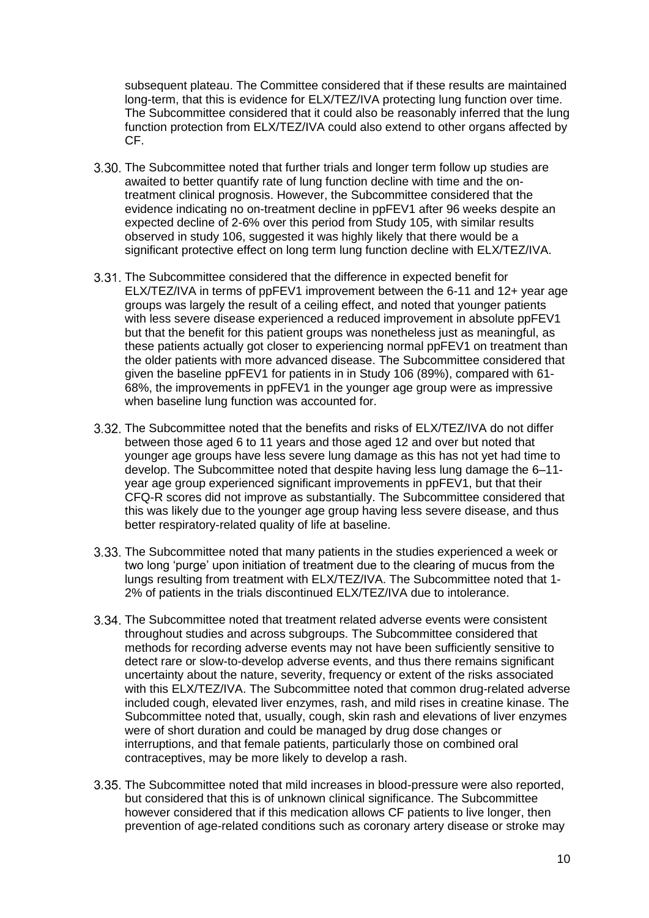subsequent plateau. The Committee considered that if these results are maintained long-term, that this is evidence for ELX/TEZ/IVA protecting lung function over time. The Subcommittee considered that it could also be reasonably inferred that the lung function protection from ELX/TEZ/IVA could also extend to other organs affected by CF.

3.30. The Subcommittee noted that further trials and longer term follow up studies are awaited to better quantify rate of lung function decline with time and the on-treatment clinical prognosis. However, the Subcommittee considered that the evidence indicating no on-treatment decline in ppFEV1 after 96 weeks despite an expected decline of 2-6% over this period from Study 105, with similar results observed in study 106, suggested it was highly likely that there would be a significant protective effect on long term lung function decline with ELX/TEZ/IVA.

3.31. The Subcommittee considered that the difference in expected benefit for ELX/TEZ/IVA in terms of ppFEV1 improvement between the 6-11 and 12+ year age groups was largely the result of a ceiling effect, and noted that younger patients with less severe disease experienced a reduced improvement in absolute ppFEV1 but that the benefit for this patient groups was nonetheless just as meaningful, as these patients actually got closer to experiencing normal ppFEV1 on treatment than the older patients with more advanced disease. The Subcommittee considered that given the baseline ppFEV1 for patients in in Study 106 (89%), compared with 61-68%, the improvements in ppFEV1 in the younger age group were as impressive when baseline lung function was accounted for.

3.32. The Subcommittee noted that the benefits and risks of ELX/TEZ/IVA do not differ between those aged 6 to 11 years and those aged 12 and over but noted that younger age groups have less severe lung damage as this has not yet had time to develop. The Subcommittee noted that despite having less lung damage the 6–11-year age group experienced significant improvements in ppFEV1, but that their CFQ-R scores did not improve as substantially. The Subcommittee considered that this was likely due to the younger age group having less severe disease, and thus better respiratory-related quality of life at baseline.

3.33. The Subcommittee noted that many patients in the studies experienced a week or two long 'purge' upon initiation of treatment due to the clearing of mucus from the lungs resulting from treatment with ELX/TEZ/IVA. The Subcommittee noted that 1-2% of patients in the trials discontinued ELX/TEZ/IVA due to intolerance.

3.34. The Subcommittee noted that treatment related adverse events were consistent throughout studies and across subgroups. The Subcommittee considered that methods for recording adverse events may not have been sufficiently sensitive to detect rare or slow-to-develop adverse events, and thus there remains significant uncertainty about the nature, severity, frequency or extent of the risks associated with this ELX/TEZ/IVA. The Subcommittee noted that common drug-related adverse included cough, elevated liver enzymes, rash, and mild rises in creatine kinase. The Subcommittee noted that, usually, cough, skin rash and elevations of liver enzymes were of short duration and could be managed by drug dose changes or interruptions, and that female patients, particularly those on combined oral contraceptives, may be more likely to develop a rash.

3.35. The Subcommittee noted that mild increases in blood-pressure were also reported, but considered that this is of unknown clinical significance. The Subcommittee however considered that if this medication allows CF patients to live longer, then prevention of age-related conditions such as coronary artery disease or stroke may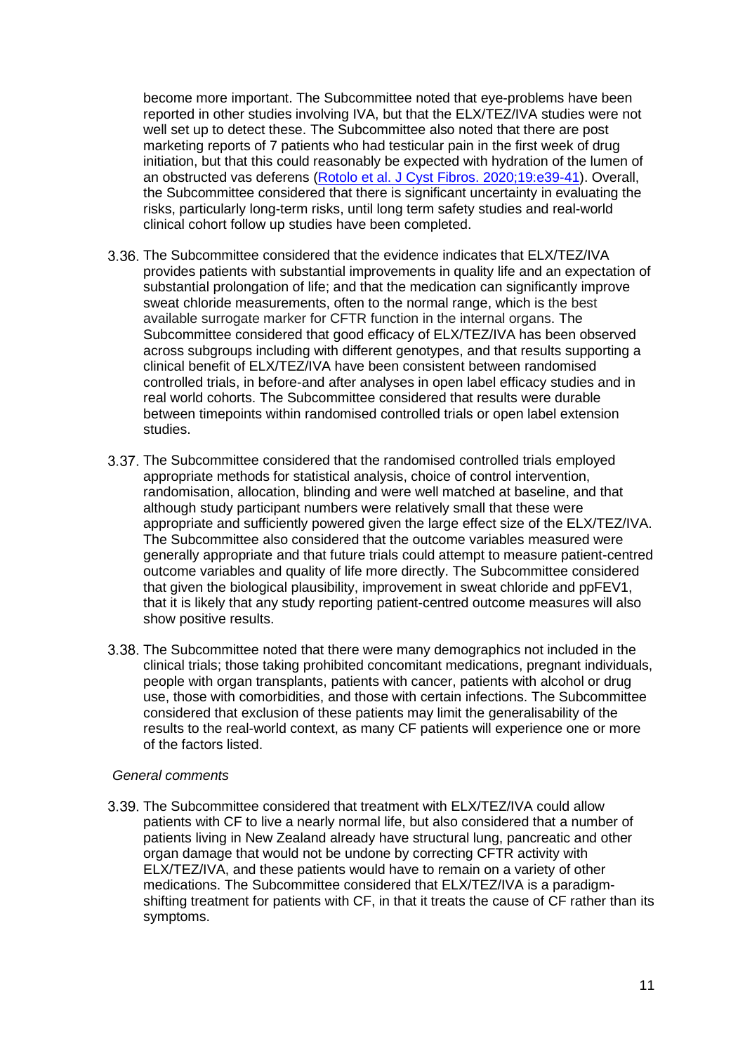become more important. The Subcommittee noted that eye-problems have been reported in other studies involving IVA, but that the ELX/TEZ/IVA studies were not well set up to detect these. The Subcommittee also noted that there are post marketing reports of 7 patients who had testicular pain in the first week of drug initiation, but that this could reasonably be expected with hydration of the lumen of an obstructed vas deferens ([Rotolo et al. J Cyst Fibros. 2020;19:e39-41](#)). Overall, the Subcommittee considered that there is significant uncertainty in evaluating the risks, particularly long-term risks, until long term safety studies and real-world clinical cohort follow up studies have been completed.

3.36. The Subcommittee considered that the evidence indicates that ELX/TEZ/IVA provides patients with substantial improvements in quality life and an expectation of substantial prolongation of life; and that the medication can significantly improve sweat chloride measurements, often to the normal range, which is the best available surrogate marker for CFTR function in the internal organs. The Subcommittee considered that good efficacy of ELX/TEZ/IVA has been observed across subgroups including with different genotypes, and that results supporting a clinical benefit of ELX/TEZ/IVA have been consistent between randomised controlled trials, in before-and after analyses in open label efficacy studies and in real world cohorts. The Subcommittee considered that results were durable between timepoints within randomised controlled trials or open label extension studies.

3.37. The Subcommittee considered that the randomised controlled trials employed appropriate methods for statistical analysis, choice of control intervention, randomisation, allocation, blinding and were well matched at baseline, and that although study participant numbers were relatively small that these were appropriate and sufficiently powered given the large effect size of the ELX/TEZ/IVA. The Subcommittee also considered that the outcome variables measured were generally appropriate and that future trials could attempt to measure patient-centred outcome variables and quality of life more directly. The Subcommittee considered that given the biological plausibility, improvement in sweat chloride and ppFEV1, that it is likely that any study reporting patient-centred outcome measures will also show positive results.

3.38. The Subcommittee noted that there were many demographics not included in the clinical trials; those taking prohibited concomitant medications, pregnant individuals, people with organ transplants, patients with cancer, patients with alcohol or drug use, those with comorbidities, and those with certain infections. The Subcommittee considered that exclusion of these patients may limit the generalisability of the results to the real-world context, as many CF patients will experience one or more of the factors listed.

*General comments*

3.39. The Subcommittee considered that treatment with ELX/TEZ/IVA could allow patients with CF to live a nearly normal life, but also considered that a number of patients living in New Zealand already have structural lung, pancreatic and other organ damage that would not be undone by correcting CFTR activity with ELX/TEZ/IVA, and these patients would have to remain on a variety of other medications. The Subcommittee considered that ELX/TEZ/IVA is a paradigm-shifting treatment for patients with CF, in that it treats the cause of CF rather than its symptoms.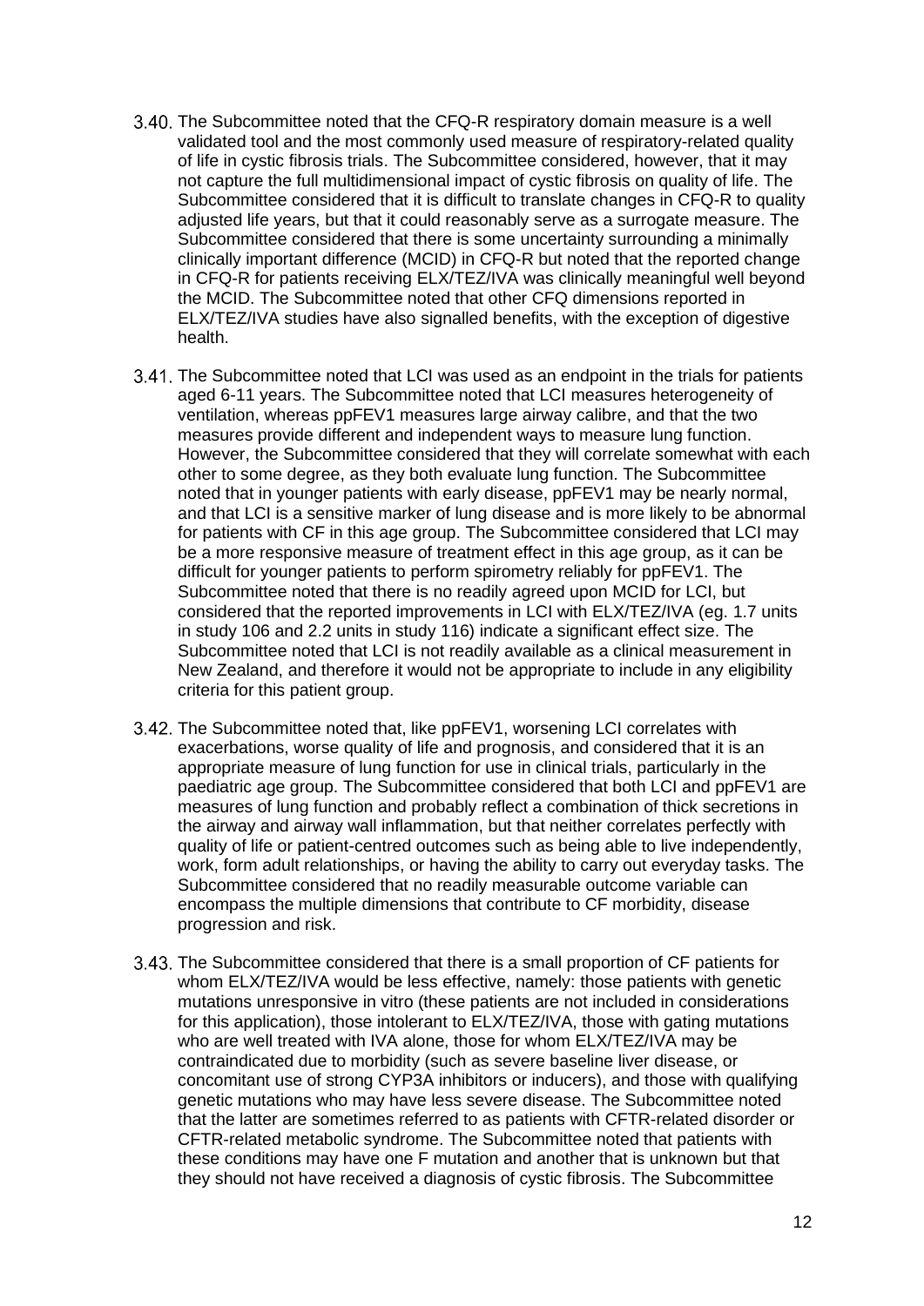3.40. The Subcommittee noted that the CFQ-R respiratory domain measure is a well validated tool and the most commonly used measure of respiratory-related quality of life in cystic fibrosis trials. The Subcommittee considered, however, that it may not capture the full multidimensional impact of cystic fibrosis on quality of life. The Subcommittee considered that it is difficult to translate changes in CFQ-R to quality adjusted life years, but that it could reasonably serve as a surrogate measure. The Subcommittee considered that there is some uncertainty surrounding a minimally clinically important difference (MCID) in CFQ-R but noted that the reported change in CFQ-R for patients receiving ELX/TEZ/IVA was clinically meaningful well beyond the MCID. The Subcommittee noted that other CFQ dimensions reported in ELX/TEZ/IVA studies have also signalled benefits, with the exception of digestive health.

3.41. The Subcommittee noted that LCI was used as an endpoint in the trials for patients aged 6-11 years. The Subcommittee noted that LCI measures heterogeneity of ventilation, whereas ppFEV1 measures large airway calibre, and that the two measures provide different and independent ways to measure lung function. However, the Subcommittee considered that they will correlate somewhat with each other to some degree, as they both evaluate lung function. The Subcommittee noted that in younger patients with early disease, ppFEV1 may be nearly normal, and that LCI is a sensitive marker of lung disease and is more likely to be abnormal for patients with CF in this age group. The Subcommittee considered that LCI may be a more responsive measure of treatment effect in this age group, as it can be difficult for younger patients to perform spirometry reliably for ppFEV1. The Subcommittee noted that there is no readily agreed upon MCID for LCI, but considered that the reported improvements in LCI with ELX/TEZ/IVA (eg. 1.7 units in study 106 and 2.2 units in study 116) indicate a significant effect size. The Subcommittee noted that LCI is not readily available as a clinical measurement in New Zealand, and therefore it would not be appropriate to include in any eligibility criteria for this patient group.

3.42. The Subcommittee noted that, like ppFEV1, worsening LCI correlates with exacerbations, worse quality of life and prognosis, and considered that it is an appropriate measure of lung function for use in clinical trials, particularly in the paediatric age group. The Subcommittee considered that both LCI and ppFEV1 are measures of lung function and probably reflect a combination of thick secretions in the airway and airway wall inflammation, but that neither correlates perfectly with quality of life or patient-centred outcomes such as being able to live independently, work, form adult relationships, or having the ability to carry out everyday tasks. The Subcommittee considered that no readily measurable outcome variable can encompass the multiple dimensions that contribute to CF morbidity, disease progression and risk.

3.43. The Subcommittee considered that there is a small proportion of CF patients for whom ELX/TEZ/IVA would be less effective, namely: those patients with genetic mutations unresponsive in vitro (these patients are not included in considerations for this application), those intolerant to ELX/TEZ/IVA, those with gating mutations who are well treated with IVA alone, those for whom ELX/TEZ/IVA may be contraindicated due to morbidity (such as severe baseline liver disease, or concomitant use of strong CYP3A inhibitors or inducers), and those with qualifying genetic mutations who may have less severe disease. The Subcommittee noted that the latter are sometimes referred to as patients with CFTR-related disorder or CFTR-related metabolic syndrome. The Subcommittee noted that patients with these conditions may have one F mutation and another that is unknown but that they should not have received a diagnosis of cystic fibrosis. The Subcommittee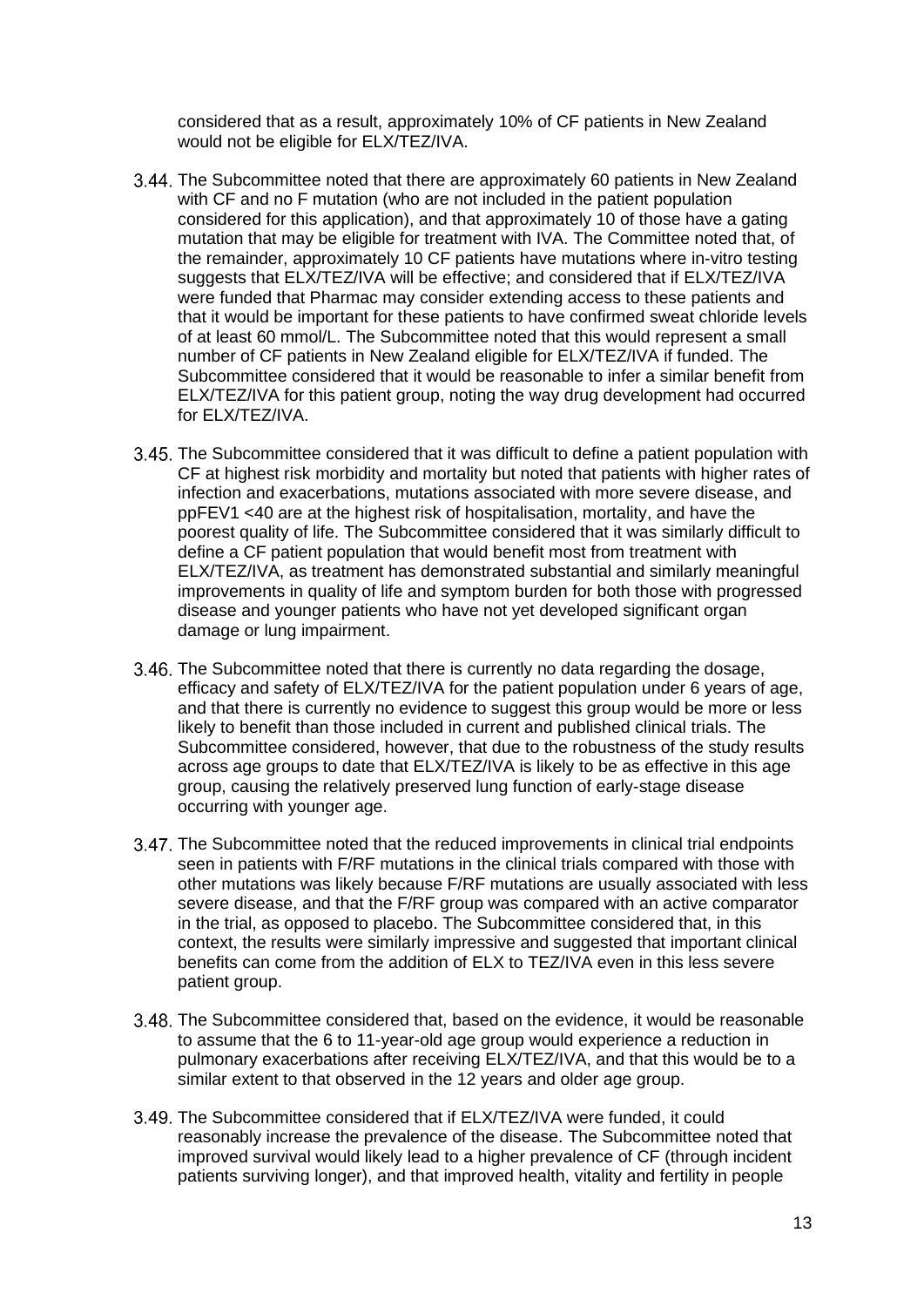considered that as a result, approximately 10% of CF patients in New Zealand would not be eligible for ELX/TEZ/IVA.

3.44. The Subcommittee noted that there are approximately 60 patients in New Zealand with CF and no F mutation (who are not included in the patient population considered for this application), and that approximately 10 of those have a gating mutation that may be eligible for treatment with IVA. The Committee noted that, of the remainder, approximately 10 CF patients have mutations where in-vitro testing suggests that ELX/TEZ/IVA will be effective; and considered that if ELX/TEZ/IVA were funded that Pharmac may consider extending access to these patients and that it would be important for these patients to have confirmed sweat chloride levels of at least 60 mmol/L. The Subcommittee noted that this would represent a small number of CF patients in New Zealand eligible for ELX/TEZ/IVA if funded. The Subcommittee considered that it would be reasonable to infer a similar benefit from ELX/TEZ/IVA for this patient group, noting the way drug development had occurred for ELX/TEZ/IVA.

3.45. The Subcommittee considered that it was difficult to define a patient population with CF at highest risk morbidity and mortality but noted that patients with higher rates of infection and exacerbations, mutations associated with more severe disease, and ppFEV1 <40 are at the highest risk of hospitalisation, mortality, and have the poorest quality of life. The Subcommittee considered that it was similarly difficult to define a CF patient population that would benefit most from treatment with ELX/TEZ/IVA, as treatment has demonstrated substantial and similarly meaningful improvements in quality of life and symptom burden for both those with progressed disease and younger patients who have not yet developed significant organ damage or lung impairment.

3.46. The Subcommittee noted that there is currently no data regarding the dosage, efficacy and safety of ELX/TEZ/IVA for the patient population under 6 years of age, and that there is currently no evidence to suggest this group would be more or less likely to benefit than those included in current and published clinical trials. The Subcommittee considered, however, that due to the robustness of the study results across age groups to date that ELX/TEZ/IVA is likely to be as effective in this age group, causing the relatively preserved lung function of early-stage disease occurring with younger age.

3.47. The Subcommittee noted that the reduced improvements in clinical trial endpoints seen in patients with F/RF mutations in the clinical trials compared with those with other mutations was likely because F/RF mutations are usually associated with less severe disease, and that the F/RF group was compared with an active comparator in the trial, as opposed to placebo. The Subcommittee considered that, in this context, the results were similarly impressive and suggested that important clinical benefits can come from the addition of ELX to TEZ/IVA even in this less severe patient group.

3.48. The Subcommittee considered that, based on the evidence, it would be reasonable to assume that the 6 to 11-year-old age group would experience a reduction in pulmonary exacerbations after receiving ELX/TEZ/IVA, and that this would be to a similar extent to that observed in the 12 years and older age group.

3.49. The Subcommittee considered that if ELX/TEZ/IVA were funded, it could reasonably increase the prevalence of the disease. The Subcommittee noted that improved survival would likely lead to a higher prevalence of CF (through incident patients surviving longer), and that improved health, vitality and fertility in people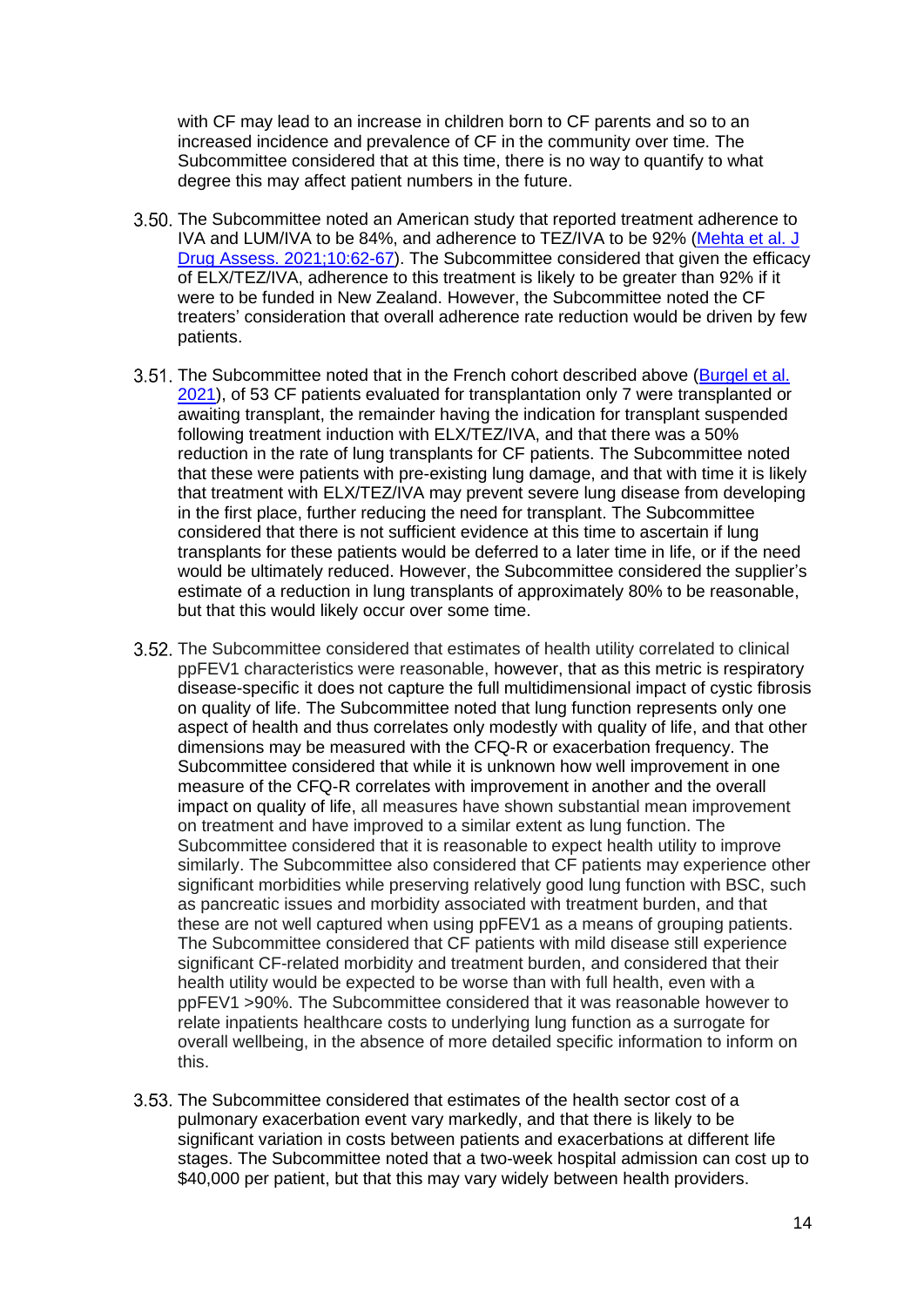with CF may lead to an increase in children born to CF parents and so to an increased incidence and prevalence of CF in the community over time. The Subcommittee considered that at this time, there is no way to quantify to what degree this may affect patient numbers in the future.

3.50. The Subcommittee noted an American study that reported treatment adherence to IVA and LUM/IVA to be 84%, and adherence to TEZ/IVA to be 92% (Mehta et al. J Drug Assess. 2021;10:62-67). The Subcommittee considered that given the efficacy of ELX/TEZ/IVA, adherence to this treatment is likely to be greater than 92% if it were to be funded in New Zealand. However, the Subcommittee noted the CF treaters' consideration that overall adherence rate reduction would be driven by few patients.

3.51. The Subcommittee noted that in the French cohort described above (Burgel et al. 2021), of 53 CF patients evaluated for transplantation only 7 were transplanted or awaiting transplant, the remainder having the indication for transplant suspended following treatment induction with ELX/TEZ/IVA, and that there was a 50% reduction in the rate of lung transplants for CF patients. The Subcommittee noted that these were patients with pre-existing lung damage, and that with time it is likely that treatment with ELX/TEZ/IVA may prevent severe lung disease from developing in the first place, further reducing the need for transplant. The Subcommittee considered that there is not sufficient evidence at this time to ascertain if lung transplants for these patients would be deferred to a later time in life, or if the need would be ultimately reduced. However, the Subcommittee considered the supplier's estimate of a reduction in lung transplants of approximately 80% to be reasonable, but that this would likely occur over some time.

3.52. The Subcommittee considered that estimates of health utility correlated to clinical ppFEV1 characteristics were reasonable, however, that as this metric is respiratory disease-specific it does not capture the full multidimensional impact of cystic fibrosis on quality of life. The Subcommittee noted that lung function represents only one aspect of health and thus correlates only modestly with quality of life, and that other dimensions may be measured with the CFQ-R or exacerbation frequency. The Subcommittee considered that while it is unknown how well improvement in one measure of the CFQ-R correlates with improvement in another and the overall impact on quality of life, all measures have shown substantial mean improvement on treatment and have improved to a similar extent as lung function. The Subcommittee considered that it is reasonable to expect health utility to improve similarly. The Subcommittee also considered that CF patients may experience other significant morbidities while preserving relatively good lung function with BSC, such as pancreatic issues and morbidity associated with treatment burden, and that these are not well captured when using ppFEV1 as a means of grouping patients. The Subcommittee considered that CF patients with mild disease still experience significant CF-related morbidity and treatment burden, and considered that their health utility would be expected to be worse than with full health, even with a ppFEV1 >90%. The Subcommittee considered that it was reasonable however to relate inpatients healthcare costs to underlying lung function as a surrogate for overall wellbeing, in the absence of more detailed specific information to inform on this.

3.53. The Subcommittee considered that estimates of the health sector cost of a pulmonary exacerbation event vary markedly, and that there is likely to be significant variation in costs between patients and exacerbations at different life stages. The Subcommittee noted that a two-week hospital admission can cost up to $40,000 per patient, but that this may vary widely between health providers.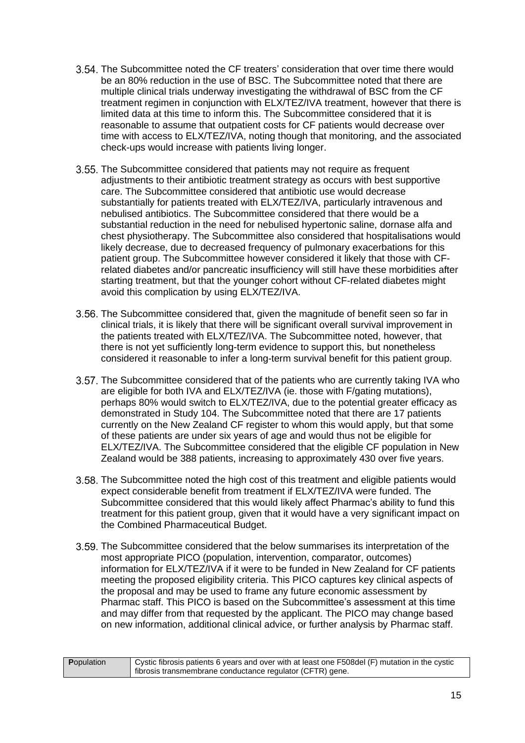3.54. The Subcommittee noted the CF treaters' consideration that over time there would be an 80% reduction in the use of BSC. The Subcommittee noted that there are multiple clinical trials underway investigating the withdrawal of BSC from the CF treatment regimen in conjunction with ELX/TEZ/IVA treatment, however that there is limited data at this time to inform this. The Subcommittee considered that it is reasonable to assume that outpatient costs for CF patients would decrease over time with access to ELX/TEZ/IVA, noting though that monitoring, and the associated check-ups would increase with patients living longer.

3.55. The Subcommittee considered that patients may not require as frequent adjustments to their antibiotic treatment strategy as occurs with best supportive care. The Subcommittee considered that antibiotic use would decrease substantially for patients treated with ELX/TEZ/IVA, particularly intravenous and nebulised antibiotics. The Subcommittee considered that there would be a substantial reduction in the need for nebulised hypertonic saline, dornase alfa and chest physiotherapy. The Subcommittee also considered that hospitalisations would likely decrease, due to decreased frequency of pulmonary exacerbations for this patient group. The Subcommittee however considered it likely that those with CF-related diabetes and/or pancreatic insufficiency will still have these morbidities after starting treatment, but that the younger cohort without CF-related diabetes might avoid this complication by using ELX/TEZ/IVA.

3.56. The Subcommittee considered that, given the magnitude of benefit seen so far in clinical trials, it is likely that there will be significant overall survival improvement in the patients treated with ELX/TEZ/IVA. The Subcommittee noted, however, that there is not yet sufficiently long-term evidence to support this, but nonetheless considered it reasonable to infer a long-term survival benefit for this patient group.

3.57. The Subcommittee considered that of the patients who are currently taking IVA who are eligible for both IVA and ELX/TEZ/IVA (ie. those with F/gating mutations), perhaps 80% would switch to ELX/TEZ/IVA, due to the potential greater efficacy as demonstrated in Study 104. The Subcommittee noted that there are 17 patients currently on the New Zealand CF register to whom this would apply, but that some of these patients are under six years of age and would thus not be eligible for ELX/TEZ/IVA. The Subcommittee considered that the eligible CF population in New Zealand would be 388 patients, increasing to approximately 430 over five years.

3.58. The Subcommittee noted the high cost of this treatment and eligible patients would expect considerable benefit from treatment if ELX/TEZ/IVA were funded. The Subcommittee considered that this would likely affect Pharmac's ability to fund this treatment for this patient group, given that it would have a very significant impact on the Combined Pharmaceutical Budget.

3.59. The Subcommittee considered that the below summarises its interpretation of the most appropriate PICO (population, intervention, comparator, outcomes) information for ELX/TEZ/IVA if it were to be funded in New Zealand for CF patients meeting the proposed eligibility criteria. This PICO captures key clinical aspects of the proposal and may be used to frame any future economic assessment by Pharmac staff. This PICO is based on the Subcommittee's assessment at this time and may differ from that requested by the applicant. The PICO may change based on new information, additional clinical advice, or further analysis by Pharmac staff.

| | |
|---|---|
| **P**opulation | Cystic fibrosis patients 6 years and over with at least one F508del (F) mutation in the cystic fibrosis transmembrane conductance regulator (CFTR) gene. |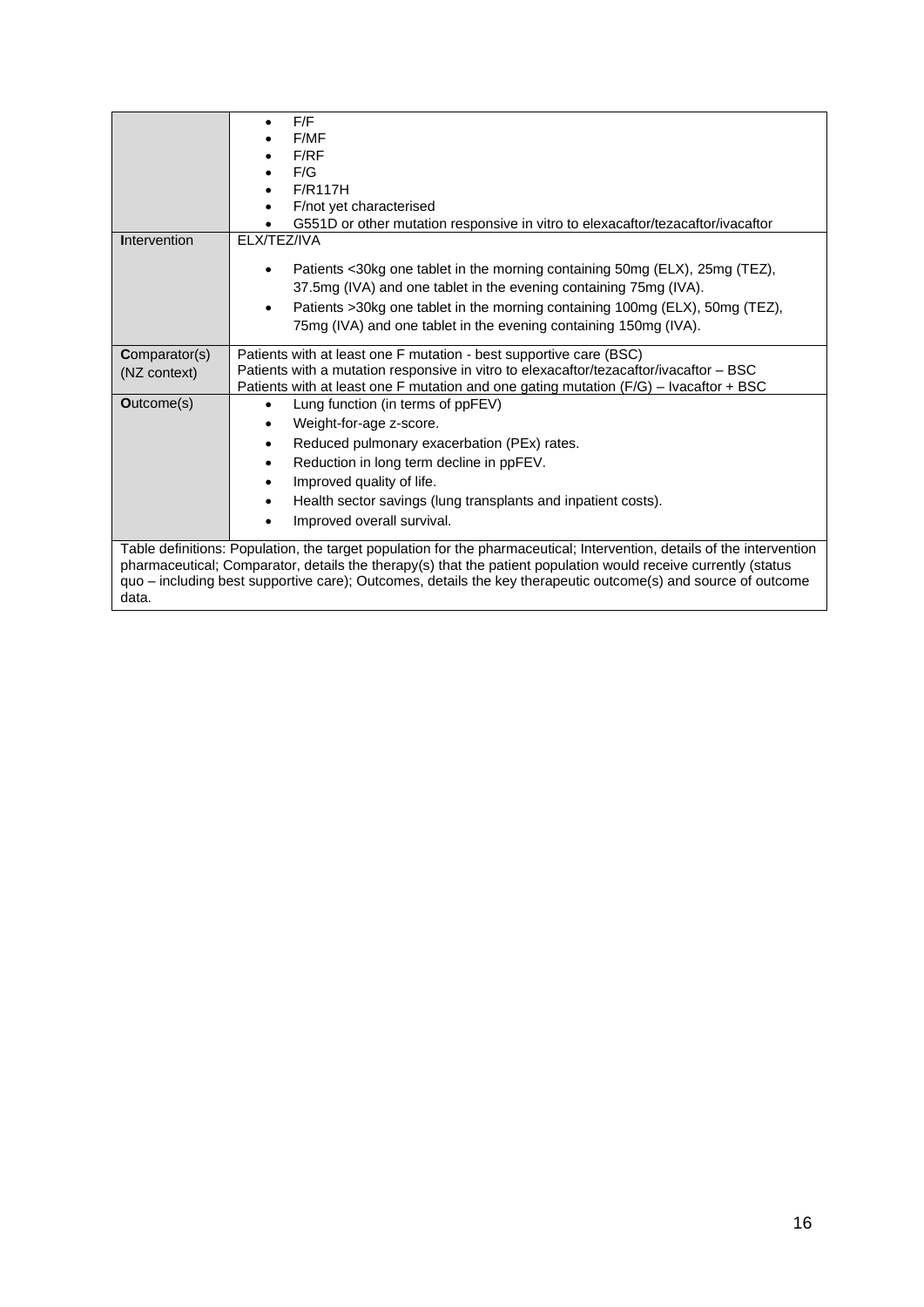| | |
|---|---|
| | • F/F<br>• F/MF<br>• F/RF<br>• F/G<br>• F/R117H<br>• F/not yet characterised<br>• G551D or other mutation responsive in vitro to elexacaftor/tezacaftor/ivacaftor |
| **I**ntervention | ELX/TEZ/IVA<br>• Patients <30kg one tablet in the morning containing 50mg (ELX), 25mg (TEZ), 37.5mg (IVA) and one tablet in the evening containing 75mg (IVA).<br>• Patients >30kg one tablet in the morning containing 100mg (ELX), 50mg (TEZ), 75mg (IVA) and one tablet in the evening containing 150mg (IVA). |
| **C**omparator(s) (NZ context) | Patients with at least one F mutation - best supportive care (BSC)<br>Patients with a mutation responsive in vitro to elexacaftor/tezacaftor/ivacaftor – BSC<br>Patients with at least one F mutation and one gating mutation (F/G) – Ivacaftor + BSC |
| **O**utcome(s) | • Lung function (in terms of ppFEV)<br>• Weight-for-age z-score.<br>• Reduced pulmonary exacerbation (PEx) rates.<br>• Reduction in long term decline in ppFEV.<br>• Improved quality of life.<br>• Health sector savings (lung transplants and inpatient costs).<br>• Improved overall survival. |

Table definitions: Population, the target population for the pharmaceutical; Intervention, details of the intervention pharmaceutical; Comparator, details the therapy(s) that the patient population would receive currently (status quo – including best supportive care); Outcomes, details the key therapeutic outcome(s) and source of outcome data.